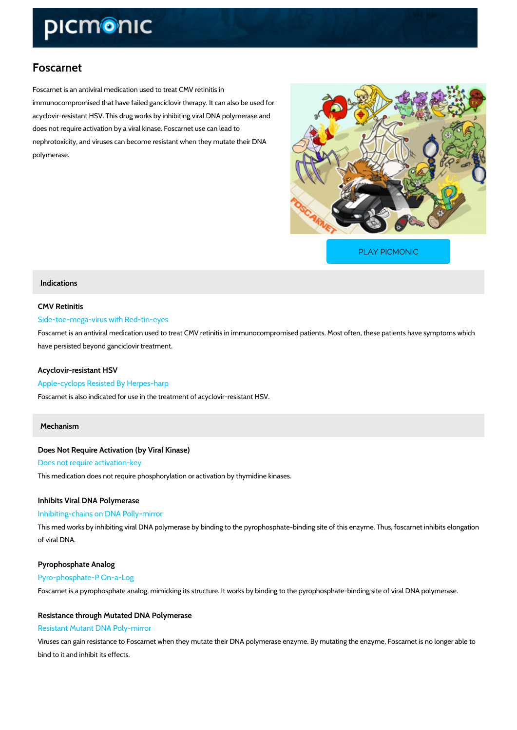# Foscarnet

Foscarnet is an antiviral medication used to treat CMV retinitis in immunocompromised that have failed ganciclovir therapy. It can also be used for acyclovir-resistant HSV. This drug works by inhibiting viral DNA polymerase and does not require activation by a viral kinase. Foscarnet use can lead to nephrotoxicity, and viruses can become resistant when they mutate their DNA polymerase.

PLAY PICMONIC

## Indications

### CMV Retinitis

Side-toe-mega-virus with Red-tin-eyes

Foscarnet is an antiviral medication used to treat CMV retinitis in immunocompromised patients. Most often, these patients have symptoms which have persisted beyond ganciclovir treatment.

### Acyclovir-resistant HSV

Apple-cyclops Resisted By Herpes-harp

Foscarnet is also indicated for use in the treatment of acyclovir-resistant HSV.

## Mechanism

### Does Not Require Activation (by Viral Kinase)

Does not require activation-key

This medication does not require phosphorylation or activation by thymidine kinases.

### Inhibits Viral DNA Polymerase

Inhibiting-chains on DNA Polly-mirror

This med works by inhibiting viral DNA polymerase by binding to the pyrophosphate-binding site of this enzyme. Thus, foscarnet inhibits elongation of viral DNA.

### Pyrophosphate Analog

Pyro-phosphate-P On-a-Log

Foscarnet is a pyrophosphate analog, mimicking its structure. It works by binding to the pyrophosphate-binding site of viral DNA polymerase.

### Resistance through Mutated DNA Polymerase

Resistant Mutant DNA Poly-mirror

Viruses can gain resistance to Foscarnet when they mutate their DNA polymerase enzyme. By mutating the enzyme, Foscarnet is no longer able to bind to it and inhibit its effects.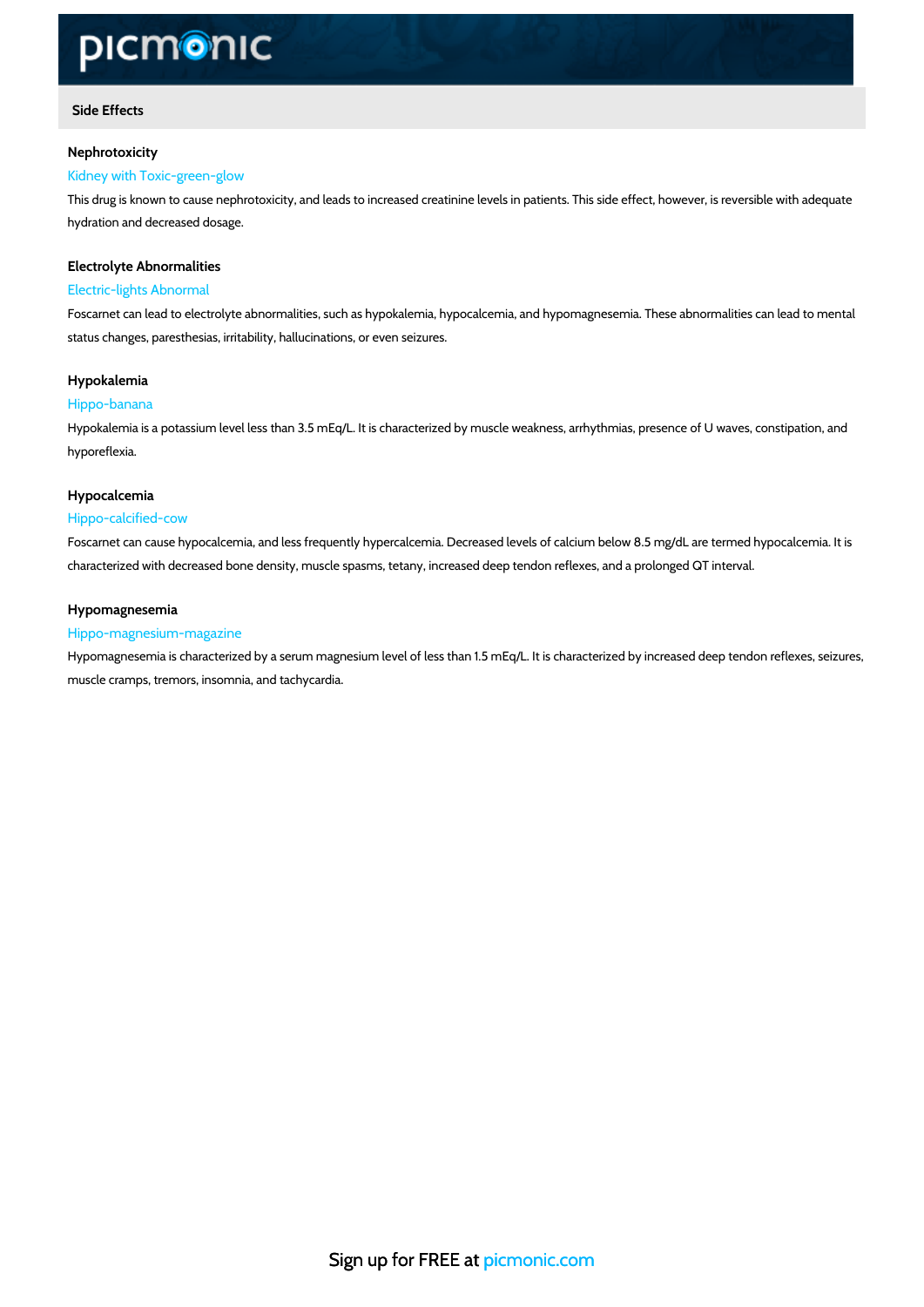## Side Effects

### Nephrotoxicity

Kidney with Toxic-green-glow

This drug is known to cause nephrotoxicity, and leads to increased creatinine levels in patients. This side effect, however, is reversible with adequate hydration and decreased dosage.

### Electrolyte Abnormalities

Electric-lights Abnormal

Foscarnet can lead to electrolyte abnormalities, such as hypokalemia, hypocalcemia, and hypomagnesemia. These abnormalities can lead to mental status changes, paresthesias, irritability, hallucinations, or even seizures.

### Hypokalemia

Hippo-banana

Hypokalemia is a potassium level less than 3.5 mEq/L. It is characterized by muscle weakness, arrhythmias, presence of U waves, constipation, and hyporeflexia.

### Hypocalcemia

Hippo-calcified-cow

Foscarnet can cause hypocalcemia, and less frequently hypercalcemia. Decreased levels of calcium below 8.5 mg/dL are termed hypocalcemia. It is characterized with decreased bone density, muscle spasms, tetany, increased deep tendon reflexes, and a prolonged QT interval.

### Hypomagnesemia

Hippo-magnesium-magazine

Hypomagnesemia is characterized by a serum magnesium level of less than 1.5 mEq/L. It is characterized by increased deep tendon reflexes, seizures, muscle cramps, tremors, insomnia, and tachycardia.